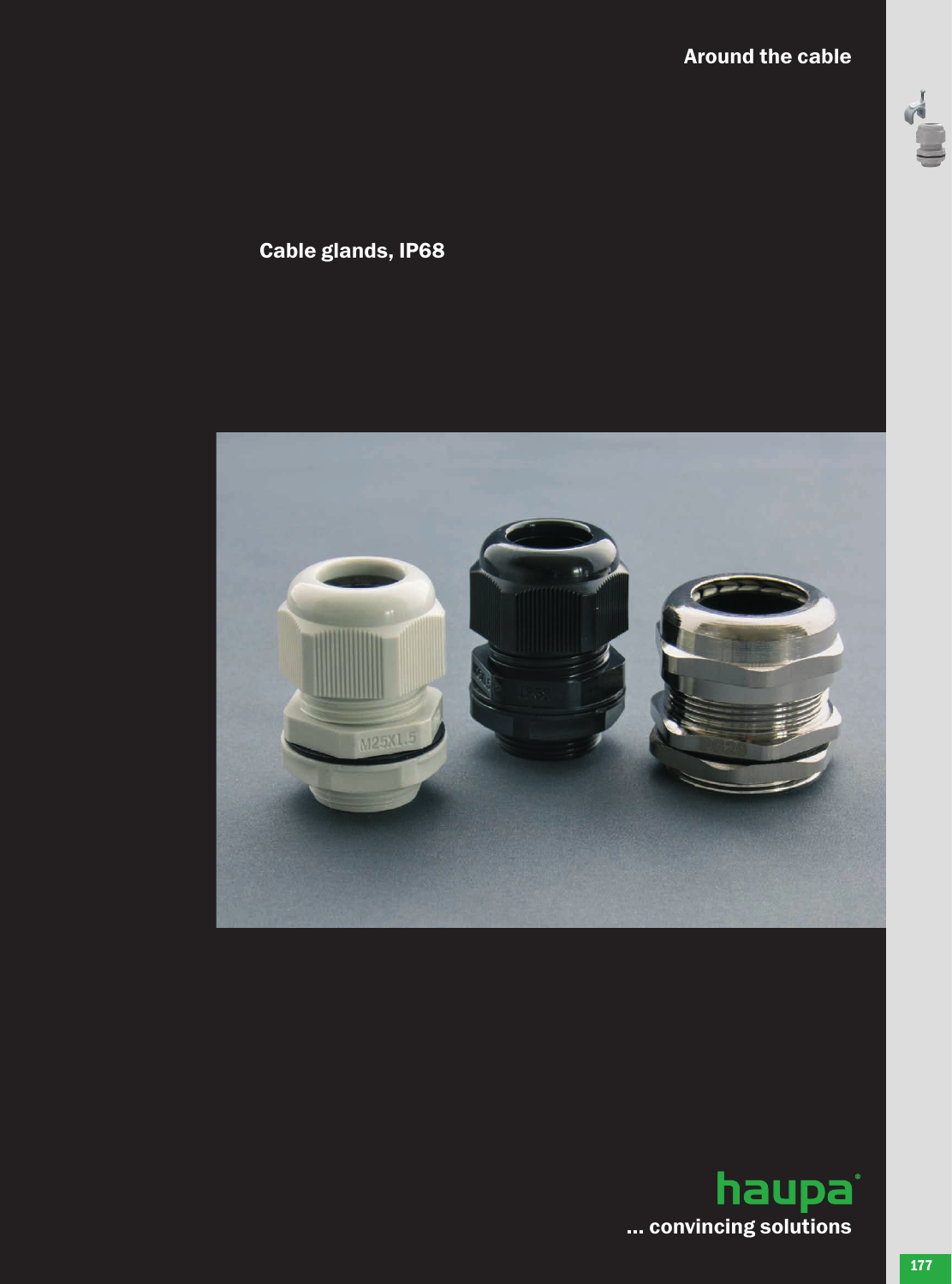Around the cable

# Cable glands, IP68

haupa

... convincing solutions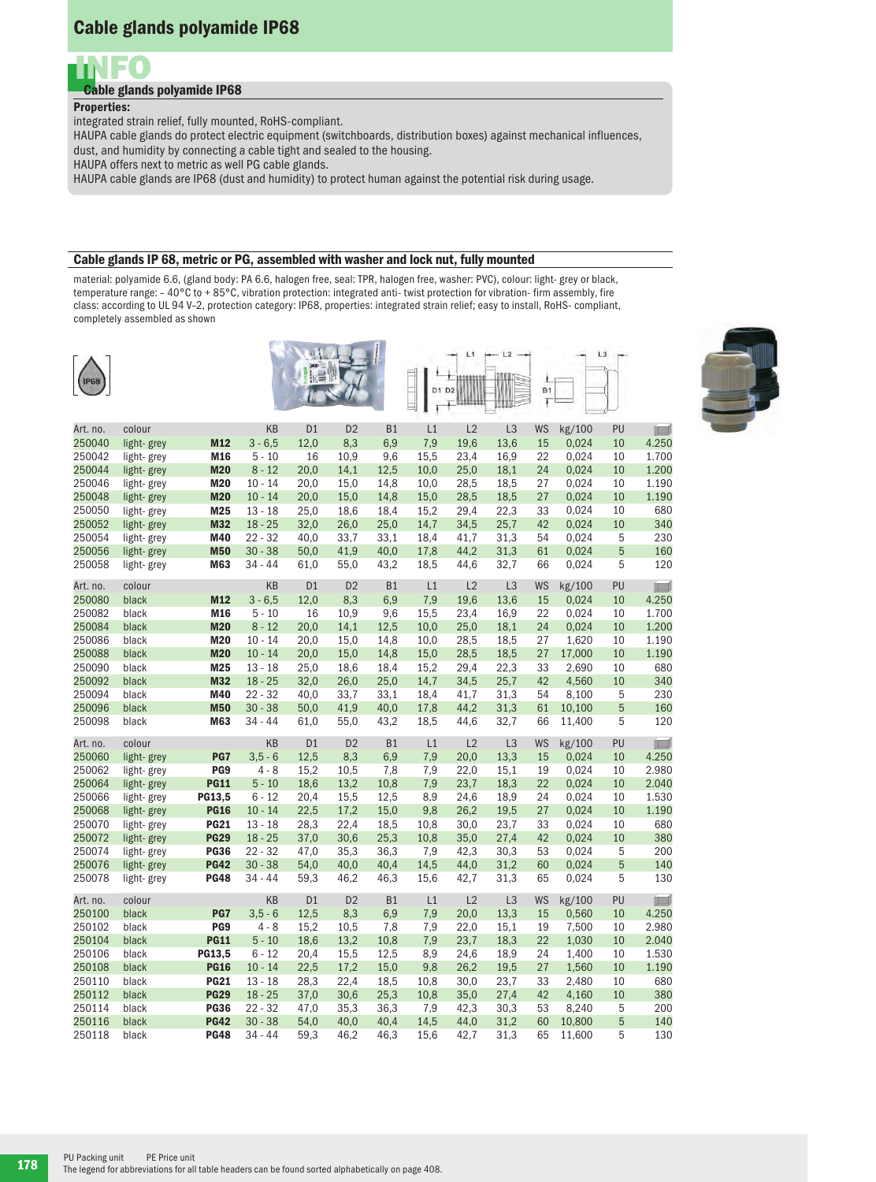# Cable glands polyamide IP68

## INFO

### Cable glands polyamide IP68

**Properties:**

integrated strain relief, fully mounted, RoHS-compliant.

HAUPA cable glands do protect electric equipment (switchboards, distribution boxes) against mechanical influences, dust, and humidity by connecting a cable tight and sealed to the housing.

HAUPA offers next to metric as well PG cable glands.

HAUPA cable glands are IP68 (dust and humidity) to protect human against the potential risk during usage.

## Cable glands IP 68, metric or PG, assembled with washer and lock nut, fully mounted

material: polyamide 6.6, (gland body: PA 6.6, halogen free, seal: TPR, halogen free, washer: PVC), colour: light- grey or black, temperature range: – 40°C to + 85°C, vibration protection: integrated anti- twist protection for vibration- firm assembly, fire class: according to UL 94 V–2, protection category: IP68, properties: integrated strain relief; easy to install, RoHS- compliant, completely assembled as shown

| Art. no. | colour | | KB | D1 | D2 | B1 | L1 | L2 | L3 | WS | kg/100 | PU | |
|---|---|---|---|---|---|---|---|---|---|---|---|---|---|
| 250040 | light- grey | **M12** | 3 - 6,5 | 12,0 | 8,3 | 6,9 | 7,9 | 19,6 | 13,6 | 15 | 0,024 | 10 | 4.250 |
| 250042 | light- grey | **M16** | 5 - 10 | 16 | 10,9 | 9,6 | 15,5 | 23,4 | 16,9 | 22 | 0,024 | 10 | 1.700 |
| 250044 | light- grey | **M20** | 8 - 12 | 20,0 | 14,1 | 12,5 | 10,0 | 25,0 | 18,1 | 24 | 0,024 | 10 | 1.200 |
| 250046 | light- grey | **M20** | 10 - 14 | 20,0 | 15,0 | 14,8 | 10,0 | 28,5 | 18,5 | 27 | 0,024 | 10 | 1.190 |
| 250048 | light- grey | **M20** | 10 - 14 | 20,0 | 15,0 | 14,8 | 15,0 | 28,5 | 18,5 | 27 | 0,024 | 10 | 1.190 |
| 250050 | light- grey | **M25** | 13 - 18 | 25,0 | 18,6 | 18,4 | 15,2 | 29,4 | 22,3 | 33 | 0,024 | 10 | 680 |
| 250052 | light- grey | **M32** | 18 - 25 | 32,0 | 26,0 | 25,0 | 14,7 | 34,5 | 25,7 | 42 | 0,024 | 10 | 340 |
| 250054 | light- grey | **M40** | 22 - 32 | 40,0 | 33,7 | 33,1 | 18,4 | 41,7 | 31,3 | 54 | 0,024 | 5 | 230 |
| 250056 | light- grey | **M50** | 30 - 38 | 50,0 | 41,9 | 40,0 | 17,8 | 44,2 | 31,3 | 61 | 0,024 | 5 | 160 |
| 250058 | light- grey | **M63** | 34 - 44 | 61,0 | 55,0 | 43,2 | 18,5 | 44,6 | 32,7 | 66 | 0,024 | 5 | 120 |

| Art. no. | colour | | KB | D1 | D2 | B1 | L1 | L2 | L3 | WS | kg/100 | PU | |
|---|---|---|---|---|---|---|---|---|---|---|---|---|---|
| 250080 | black | **M12** | 3 - 6,5 | 12,0 | 8,3 | 6,9 | 7,9 | 19,6 | 13,6 | 15 | 0,024 | 10 | 4.250 |
| 250082 | black | **M16** | 5 - 10 | 16 | 10,9 | 9,6 | 15,5 | 23,4 | 16,9 | 22 | 0,024 | 10 | 1.700 |
| 250084 | black | **M20** | 8 - 12 | 20,0 | 14,1 | 12,5 | 10,0 | 25,0 | 18,1 | 24 | 0,024 | 10 | 1.200 |
| 250086 | black | **M20** | 10 - 14 | 20,0 | 15,0 | 14,8 | 10,0 | 28,5 | 18,5 | 27 | 1,620 | 10 | 1.190 |
| 250088 | black | **M20** | 10 - 14 | 20,0 | 15,0 | 14,8 | 15,0 | 28,5 | 18,5 | 27 | 17,000 | 10 | 1.190 |
| 250090 | black | **M25** | 13 - 18 | 25,0 | 18,6 | 18,4 | 15,2 | 29,4 | 22,3 | 33 | 2,690 | 10 | 680 |
| 250092 | black | **M32** | 18 - 25 | 32,0 | 26,0 | 25,0 | 14,7 | 34,5 | 25,7 | 42 | 4,560 | 10 | 340 |
| 250094 | black | **M40** | 22 - 32 | 40,0 | 33,7 | 33,1 | 18,4 | 41,7 | 31,3 | 54 | 8,100 | 5 | 230 |
| 250096 | black | **M50** | 30 - 38 | 50,0 | 41,9 | 40,0 | 17,8 | 44,2 | 31,3 | 61 | 10,100 | 5 | 160 |
| 250098 | black | **M63** | 34 - 44 | 61,0 | 55,0 | 43,2 | 18,5 | 44,6 | 32,7 | 66 | 11,400 | 5 | 120 |

| Art. no. | colour | | KB | D1 | D2 | B1 | L1 | L2 | L3 | WS | kg/100 | PU | |
|---|---|---|---|---|---|---|---|---|---|---|---|---|---|
| 250060 | light- grey | **PG7** | 3,5 - 6 | 12,5 | 8,3 | 6,9 | 7,9 | 20,0 | 13,3 | 15 | 0,024 | 10 | 4.250 |
| 250062 | light- grey | **PG9** | 4 - 8 | 15,2 | 10,5 | 7,8 | 7,9 | 22,0 | 15,1 | 19 | 0,024 | 10 | 2.980 |
| 250064 | light- grey | **PG11** | 5 - 10 | 18,6 | 13,2 | 10,8 | 7,9 | 23,7 | 18,3 | 22 | 0,024 | 10 | 2.040 |
| 250066 | light- grey | **PG13,5** | 6 - 12 | 20,4 | 15,5 | 12,5 | 8,9 | 24,6 | 18,9 | 24 | 0,024 | 10 | 1.530 |
| 250068 | light- grey | **PG16** | 10 - 14 | 22,5 | 17,2 | 15,0 | 9,8 | 26,2 | 19,5 | 27 | 0,024 | 10 | 1.190 |
| 250070 | light- grey | **PG21** | 13 - 18 | 28,3 | 22,4 | 18,5 | 10,8 | 30,0 | 23,7 | 33 | 0,024 | 10 | 680 |
| 250072 | light- grey | **PG29** | 18 - 25 | 37,0 | 30,6 | 25,3 | 10,8 | 35,0 | 27,4 | 42 | 0,024 | 10 | 380 |
| 250074 | light- grey | **PG36** | 22 - 32 | 47,0 | 35,3 | 36,3 | 7,9 | 42,3 | 30,3 | 53 | 0,024 | 5 | 200 |
| 250076 | light- grey | **PG42** | 30 - 38 | 54,0 | 40,0 | 40,4 | 14,5 | 44,0 | 31,2 | 60 | 0,024 | 5 | 140 |
| 250078 | light- grey | **PG48** | 34 - 44 | 59,3 | 46,2 | 46,3 | 15,6 | 42,7 | 31,3 | 65 | 0,024 | 5 | 130 |

| Art. no. | colour | | KB | D1 | D2 | B1 | L1 | L2 | L3 | WS | kg/100 | PU | |
|---|---|---|---|---|---|---|---|---|---|---|---|---|---|
| 250100 | black | **PG7** | 3,5 - 6 | 12,5 | 8,3 | 6,9 | 7,9 | 20,0 | 13,3 | 15 | 0,560 | 10 | 4.250 |
| 250102 | black | **PG9** | 4 - 8 | 15,2 | 10,5 | 7,8 | 7,9 | 22,0 | 15,1 | 19 | 7,500 | 10 | 2.980 |
| 250104 | black | **PG11** | 5 - 10 | 18,6 | 13,2 | 10,8 | 7,9 | 23,7 | 18,3 | 22 | 1,030 | 10 | 2.040 |
| 250106 | black | **PG13,5** | 6 - 12 | 20,4 | 15,5 | 12,5 | 8,9 | 24,6 | 18,9 | 24 | 1,400 | 10 | 1.530 |
| 250108 | black | **PG16** | 10 - 14 | 22,5 | 17,2 | 15,0 | 9,8 | 26,2 | 19,5 | 27 | 1,560 | 10 | 1.190 |
| 250110 | black | **PG21** | 13 - 18 | 28,3 | 22,4 | 18,5 | 10,8 | 30,0 | 23,7 | 33 | 2,480 | 10 | 680 |
| 250112 | black | **PG29** | 18 - 25 | 37,0 | 30,6 | 25,3 | 10,8 | 35,0 | 27,4 | 42 | 4,160 | 10 | 380 |
| 250114 | black | **PG36** | 22 - 32 | 47,0 | 35,3 | 36,3 | 7,9 | 42,3 | 30,3 | 53 | 8,240 | 5 | 200 |
| 250116 | black | **PG42** | 30 - 38 | 54,0 | 40,0 | 40,4 | 14,5 | 44,0 | 31,2 | 60 | 10,800 | 5 | 140 |
| 250118 | black | **PG48** | 34 - 44 | 59,3 | 46,2 | 46,3 | 15,6 | 42,7 | 31,3 | 65 | 11,600 | 5 | 130 |

PU Packing unit PE Price unit

The legend for abbreviations for all table headers can be found sorted alphabetically on page 408.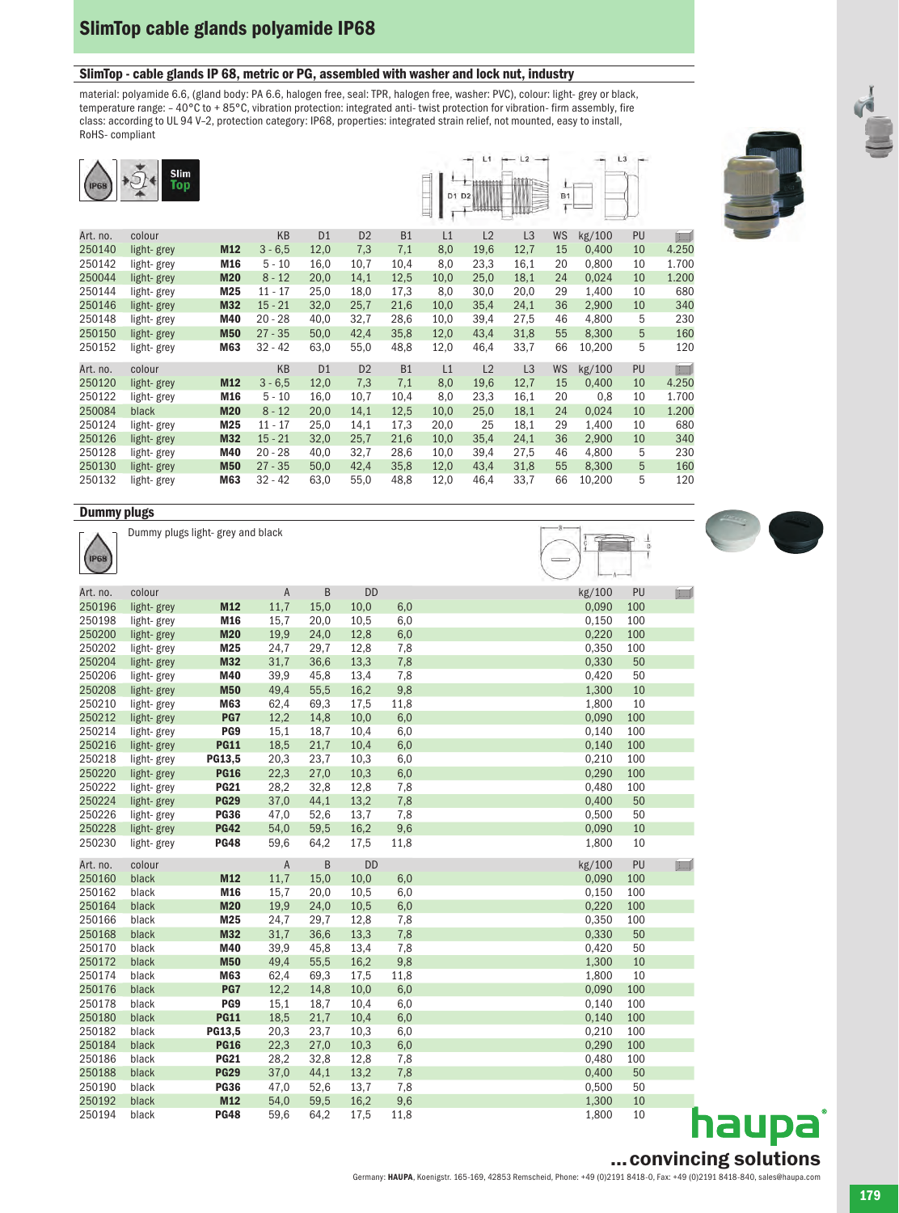# SlimTop cable glands polyamide IP68

## SlimTop - cable glands IP 68, metric or PG, assembled with washer and lock nut, industry

material: polyamide 6.6, (gland body: PA 6.6, halogen free, seal: TPR, halogen free, washer: PVC), colour: light- grey or black, temperature range: – 40°C to + 85°C, vibration protection: integrated anti- twist protection for vibration- firm assembly, fire class: according to UL 94 V-2, protection category: IP68, properties: integrated strain relief, not mounted, easy to install, RoHS- compliant

| Art. no. | colour | | KB | D1 | D2 | B1 | L1 | L2 | L3 | WS | kg/100 | PU | |
|---|---|---|---|---|---|---|---|---|---|---|---|---|---|
| 250140 | light- grey | M12 | 3 - 6,5 | 12,0 | 7,3 | 7,1 | 8,0 | 19,6 | 12,7 | 15 | 0,400 | 10 | 4.250 |
| 250142 | light- grey | M16 | 5 - 10 | 16,0 | 10,7 | 10,4 | 8,0 | 23,3 | 16,1 | 20 | 0,800 | 10 | 1.700 |
| 250044 | light- grey | M20 | 8 - 12 | 20,0 | 14,1 | 12,5 | 10,0 | 25,0 | 18,1 | 24 | 0,024 | 10 | 1.200 |
| 250144 | light- grey | M25 | 11 - 17 | 25,0 | 18,0 | 17,3 | 8,0 | 30,0 | 20,0 | 29 | 1,400 | 10 | 680 |
| 250146 | light- grey | M32 | 15 - 21 | 32,0 | 25,7 | 21,6 | 10,0 | 35,4 | 24,1 | 36 | 2,900 | 10 | 340 |
| 250148 | light- grey | M40 | 20 - 28 | 40,0 | 32,7 | 28,6 | 10,0 | 39,4 | 27,5 | 46 | 4,800 | 5 | 230 |
| 250150 | light- grey | M50 | 27 - 35 | 50,0 | 42,4 | 35,8 | 12,0 | 43,4 | 31,8 | 55 | 8,300 | 5 | 160 |
| 250152 | light- grey | M63 | 32 - 42 | 63,0 | 55,0 | 48,8 | 12,0 | 46,4 | 33,7 | 66 | 10,200 | 5 | 120 |

| Art. no. | colour | | KB | D1 | D2 | B1 | L1 | L2 | L3 | WS | kg/100 | PU | |
|---|---|---|---|---|---|---|---|---|---|---|---|---|---|
| 250120 | light- grey | M12 | 3 - 6,5 | 12,0 | 7,3 | 7,1 | 8,0 | 19,6 | 12,7 | 15 | 0,400 | 10 | 4.250 |
| 250122 | light- grey | M16 | 5 - 10 | 16,0 | 10,7 | 10,4 | 8,0 | 23,3 | 16,1 | 20 | 0,8 | 10 | 1.700 |
| 250084 | black | M20 | 8 - 12 | 20,0 | 14,1 | 12,5 | 10,0 | 25,0 | 18,1 | 24 | 0,024 | 10 | 1.200 |
| 250124 | light- grey | M25 | 11 - 17 | 25,0 | 14,1 | 17,3 | 20,0 | 25 | 18,1 | 29 | 1,400 | 10 | 680 |
| 250126 | light- grey | M32 | 15 - 21 | 32,0 | 25,7 | 21,6 | 10,0 | 35,4 | 24,1 | 36 | 2,900 | 10 | 340 |
| 250128 | light- grey | M40 | 20 - 28 | 40,0 | 32,7 | 28,6 | 10,0 | 39,4 | 27,5 | 46 | 4,800 | 5 | 230 |
| 250130 | light- grey | M50 | 27 - 35 | 50,0 | 42,4 | 35,8 | 12,0 | 43,4 | 31,8 | 55 | 8,300 | 5 | 160 |
| 250132 | light- grey | M63 | 32 - 42 | 63,0 | 55,0 | 48,8 | 12,0 | 46,4 | 33,7 | 66 | 10,200 | 5 | 120 |

## Dummy plugs

Dummy plugs light- grey and black

| Art. no. | colour | | A | B | DD | | kg/100 | PU |
|---|---|---|---|---|---|---|---|---|
| 250196 | light- grey | M12 | 11,7 | 15,0 | 10,0 | 6,0 | 0,090 | 100 |
| 250198 | light- grey | M16 | 15,7 | 20,0 | 10,5 | 6,0 | 0,150 | 100 |
| 250200 | light- grey | M20 | 19,9 | 24,0 | 12,8 | 6,0 | 0,220 | 100 |
| 250202 | light- grey | M25 | 24,7 | 29,7 | 12,8 | 7,8 | 0,350 | 100 |
| 250204 | light- grey | M32 | 31,7 | 36,6 | 13,3 | 7,8 | 0,330 | 50 |
| 250206 | light- grey | M40 | 39,9 | 45,8 | 13,4 | 7,8 | 0,420 | 50 |
| 250208 | light- grey | M50 | 49,4 | 55,5 | 16,2 | 9,8 | 1,300 | 10 |
| 250210 | light- grey | M63 | 62,4 | 69,3 | 17,5 | 11,8 | 1,800 | 10 |
| 250212 | light- grey | PG7 | 12,2 | 14,8 | 10,0 | 6,0 | 0,090 | 100 |
| 250214 | light- grey | PG9 | 15,1 | 18,7 | 10,4 | 6,0 | 0,140 | 100 |
| 250216 | light- grey | PG11 | 18,5 | 21,7 | 10,4 | 6,0 | 0,140 | 100 |
| 250218 | light- grey | PG13,5 | 20,3 | 23,7 | 10,3 | 6,0 | 0,210 | 100 |
| 250220 | light- grey | PG16 | 22,3 | 27,0 | 10,3 | 6,0 | 0,290 | 100 |
| 250222 | light- grey | PG21 | 28,2 | 32,8 | 12,8 | 7,8 | 0,480 | 100 |
| 250224 | light- grey | PG29 | 37,0 | 44,1 | 13,2 | 7,8 | 0,400 | 50 |
| 250226 | light- grey | PG36 | 47,0 | 52,6 | 13,7 | 7,8 | 0,500 | 50 |
| 250228 | light- grey | PG42 | 54,0 | 59,5 | 16,2 | 9,6 | 0,090 | 10 |
| 250230 | light- grey | PG48 | 59,6 | 64,2 | 17,5 | 11,8 | 1,800 | 10 |

| Art. no. | colour | | A | B | DD | | kg/100 | PU |
|---|---|---|---|---|---|---|---|---|
| 250160 | black | M12 | 11,7 | 15,0 | 10,0 | 6,0 | 0,090 | 100 |
| 250162 | black | M16 | 15,7 | 20,0 | 10,5 | 6,0 | 0,150 | 100 |
| 250164 | black | M20 | 19,9 | 24,0 | 10,5 | 6,0 | 0,220 | 100 |
| 250166 | black | M25 | 24,7 | 29,7 | 12,8 | 7,8 | 0,350 | 100 |
| 250168 | black | M32 | 31,7 | 36,6 | 13,3 | 7,8 | 0,330 | 50 |
| 250170 | black | M40 | 39,9 | 45,8 | 13,4 | 7,8 | 0,420 | 50 |
| 250172 | black | M50 | 49,4 | 55,5 | 16,2 | 9,8 | 1,300 | 10 |
| 250174 | black | M63 | 62,4 | 69,3 | 17,5 | 11,8 | 1,800 | 10 |
| 250176 | black | PG7 | 12,2 | 14,8 | 10,0 | 6,0 | 0,090 | 100 |
| 250178 | black | PG9 | 15,1 | 18,7 | 10,4 | 6,0 | 0,140 | 100 |
| 250180 | black | PG11 | 18,5 | 21,7 | 10,4 | 6,0 | 0,140 | 100 |
| 250182 | black | PG13,5 | 20,3 | 23,7 | 10,3 | 6,0 | 0,210 | 100 |
| 250184 | black | PG16 | 22,3 | 27,0 | 10,3 | 6,0 | 0,290 | 100 |
| 250186 | black | PG21 | 28,2 | 32,8 | 12,8 | 7,8 | 0,480 | 100 |
| 250188 | black | PG29 | 37,0 | 44,1 | 13,2 | 7,8 | 0,400 | 50 |
| 250190 | black | PG36 | 47,0 | 52,6 | 13,7 | 7,8 | 0,500 | 50 |
| 250192 | black | M12 | 54,0 | 59,5 | 16,2 | 9,6 | 1,300 | 10 |
| 250194 | black | PG48 | 59,6 | 64,2 | 17,5 | 11,8 | 1,800 | 10 |

haupa ...convincing solutions

Germany: HAUPA, Koenigstr. 165-169, 42853 Remscheid, Phone: +49 (0)2191 8418-0, Fax: +49 (0)2191 8418-840, sales@haupa.com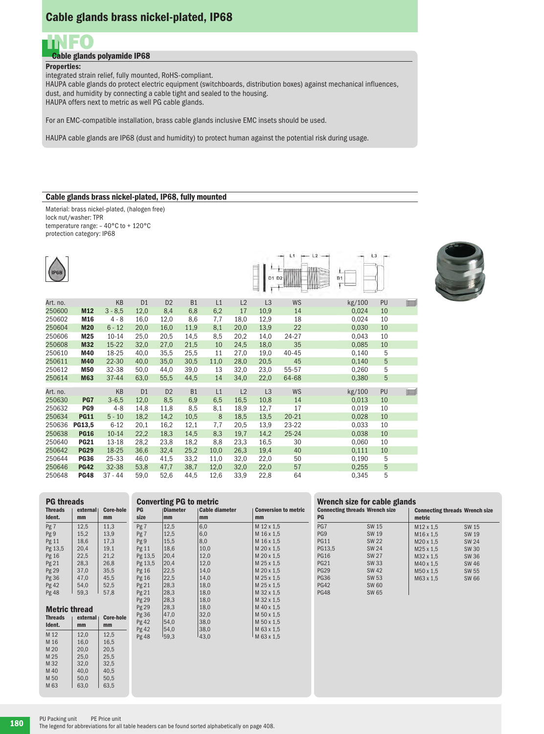# Cable glands brass nickel-plated, IP68

## INFO

### Cable glands polyamide IP68

**Properties:**

integrated strain relief, fully mounted, RoHS-compliant.
HAUPA cable glands do protect electric equipment (switchboards, distribution boxes) against mechanical influences, dust, and humidity by connecting a cable tight and sealed to the housing.
HAUPA offers next to metric as well PG cable glands.

For an EMC-compatible installation, brass cable glands inclusive EMC insets should be used.

HAUPA cable glands are IP68 (dust and humidity) to protect human against the potential risk during usage.

### Cable glands brass nickel-plated, IP68, fully mounted

Material: brass nickel-plated, (halogen free)
lock nut/washer: TPR
temperature range: – 40°C to + 120°C
protection category: IP68

| Art. no. | | KB | D1 | D2 | B1 | L1 | L2 | L3 | WS | kg/100 | PU |
|---|---|---|---|---|---|---|---|---|---|---|---|
| 250600 | **M12** | 3 - 8,5 | 12,0 | 8,4 | 6,8 | 6,2 | 17 | 10,9 | 14 | 0,024 | 10 |
| 250602 | **M16** | 4 - 8 | 16,0 | 12,0 | 8,6 | 7,7 | 18,0 | 12,9 | 18 | 0,024 | 10 |
| 250604 | **M20** | 6 - 12 | 20,0 | 16,0 | 11,9 | 8,1 | 20,0 | 13,9 | 22 | 0,030 | 10 |
| 250606 | **M25** | 10-14 | 25,0 | 20,5 | 14,5 | 8,5 | 20,2 | 14,0 | 24-27 | 0,043 | 10 |
| 250608 | **M32** | 15-22 | 32,0 | 27,0 | 21,5 | 10 | 24,5 | 18,0 | 35 | 0,085 | 10 |
| 250610 | **M40** | 18-25 | 40,0 | 35,5 | 25,5 | 11 | 27,0 | 19,0 | 40-45 | 0,140 | 5 |
| 250611 | **M40** | 22-30 | 40,0 | 35,0 | 30,5 | 11,0 | 28,0 | 20,5 | 45 | 0,140 | 5 |
| 250612 | **M50** | 32-38 | 50,0 | 44,0 | 39,0 | 13 | 32,0 | 23,0 | 55-57 | 0,260 | 5 |
| 250614 | **M63** | 37-44 | 63,0 | 55,5 | 44,5 | 14 | 34,0 | 22,0 | 64-68 | 0,380 | 5 |

| Art. no. | | KB | D1 | D2 | B1 | L1 | L2 | L3 | WS | kg/100 | PU |
|---|---|---|---|---|---|---|---|---|---|---|---|
| 250630 | **PG7** | 3-6,5 | 12,0 | 8,5 | 6,9 | 6,5 | 16,5 | 10,8 | 14 | 0,013 | 10 |
| 250632 | **PG9** | 4-8 | 14,8 | 11,8 | 8,5 | 8,1 | 18,9 | 12,7 | 17 | 0,019 | 10 |
| 250634 | **PG11** | 5 - 10 | 18,2 | 14,2 | 10,5 | 8 | 18,5 | 13,5 | 20-21 | 0,028 | 10 |
| 250636 | **PG13,5** | 6-12 | 20,1 | 16,2 | 12,1 | 7,7 | 20,5 | 13,9 | 23-22 | 0,033 | 10 |
| 250638 | **PG16** | 10-14 | 22,2 | 18,3 | 14,5 | 8,3 | 19,7 | 14,2 | 25-24 | 0,038 | 10 |
| 250640 | **PG21** | 13-18 | 28,2 | 23,8 | 18,2 | 8,8 | 23,3 | 16,5 | 30 | 0,060 | 10 |
| 250642 | **PG29** | 18-25 | 36,6 | 32,4 | 25,2 | 10,0 | 26,3 | 19,4 | 40 | 0,111 | 10 |
| 250644 | **PG36** | 25-33 | 46,0 | 41,5 | 33,2 | 11,0 | 32,0 | 22,0 | 50 | 0,190 | 5 |
| 250646 | **PG42** | 32-38 | 53,8 | 47,7 | 38,7 | 12,0 | 32,0 | 22,0 | 57 | 0,255 | 5 |
| 250648 | **PG48** | 37 - 44 | 59,0 | 52,6 | 44,5 | 12,6 | 33,9 | 22,8 | 64 | 0,345 | 5 |

### PG threads

| Threads Ident. | external mm | Core-hole mm |
|---|---|---|
| Pg 7 | 12,5 | 11,3 |
| Pg 9 | 15,2 | 13,9 |
| Pg 11 | 18,6 | 17,3 |
| Pg 13,5 | 20,4 | 19,1 |
| Pg 16 | 22,5 | 21,2 |
| Pg 21 | 28,3 | 26,8 |
| Pg 29 | 37,0 | 35,5 |
| Pg 36 | 47,0 | 45,5 |
| Pg 42 | 54,0 | 52,5 |
| Pg 48 | 59,3 | 57,8 |

### Metric thread

| Threads Ident. | external mm | Core-hole mm |
|---|---|---|
| M 12 | 12,0 | 12,5 |
| M 16 | 16,0 | 16,5 |
| M 20 | 20,0 | 20,5 |
| M 25 | 25,0 | 25,5 |
| M 32 | 32,0 | 32,5 |
| M 40 | 40,0 | 40,5 |
| M 50 | 50,0 | 50,5 |
| M 63 | 63,0 | 63,5 |

### Converting PG to metric

| PG size | Diameter mm | Cable diameter mm | Conversion to metric mm |
|---|---|---|---|
| Pg 7 | 12,5 | 6,0 | M 12 x 1,5 |
| Pg 7 | 12,5 | 6,0 | M 16 x 1,5 |
| Pg 9 | 15,5 | 8,0 | M 16 x 1,5 |
| Pg 11 | 18,6 | 10,0 | M 20 x 1,5 |
| Pg 13,5 | 20,4 | 12,0 | M 20 x 1,5 |
| Pg 13,5 | 20,4 | 12,0 | M 25 x 1,5 |
| Pg 16 | 22,5 | 14,0 | M 20 x 1,5 |
| Pg 16 | 22,5 | 14,0 | M 25 x 1,5 |
| Pg 21 | 28,3 | 18,0 | M 25 x 1,5 |
| Pg 21 | 28,3 | 18,0 | M 32 x 1,5 |
| Pg 29 | 28,3 | 18,0 | M 32 x 1,5 |
| Pg 29 | 28,3 | 18,0 | M 40 x 1,5 |
| Pg 36 | 47,0 | 32,0 | M 50 x 1,5 |
| Pg 42 | 54,0 | 38,0 | M 50 x 1,5 |
| Pg 42 | 54,0 | 38,0 | M 63 x 1,5 |
| Pg 48 | 59,3 | 43,0 | M 63 x 1,5 |

### Wrench size for cable glands

| Connecting threads PG | Wrench size |
|---|---|
| PG7 | SW 15 |
| PG9 | SW 19 |
| PG11 | SW 22 |
| PG13,5 | SW 24 |
| PG16 | SW 27 |
| PG21 | SW 33 |
| PG29 | SW 42 |
| PG36 | SW 53 |
| PG42 | SW 60 |
| PG48 | SW 65 |

| Connecting threads metric | Wrench size |
|---|---|
| M12 x 1,5 | SW 15 |
| M16 x 1,5 | SW 19 |
| M20 x 1,5 | SW 24 |
| M25 x 1,5 | SW 30 |
| M32 x 1,5 | SW 36 |
| M40 x 1,5 | SW 46 |
| M50 x 1,5 | SW 55 |
| M63 x 1,5 | SW 66 |

PU Packing unit PE Price unit
The legend for abbreviations for all table headers can be found sorted alphabetically on page 408.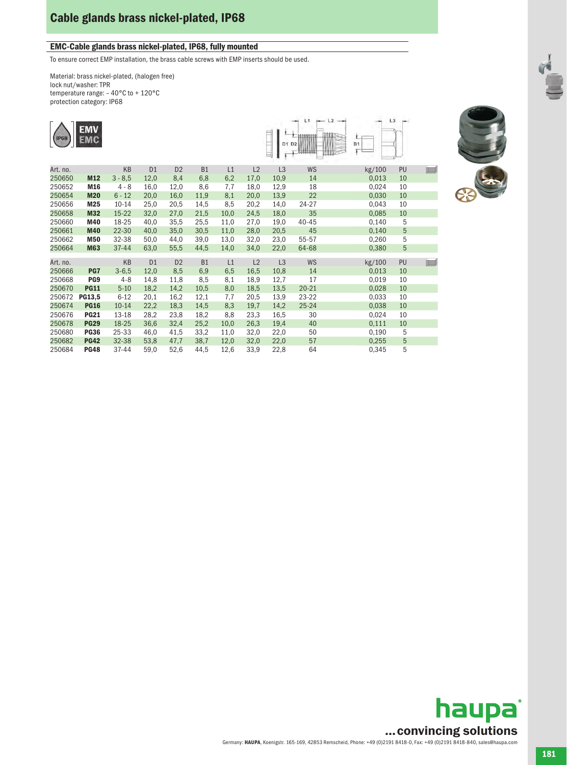# Cable glands brass nickel-plated, IP68

## EMC-Cable glands brass nickel-plated, IP68, fully mounted

To ensure correct EMP installation, the brass cable screws with EMP inserts should be used.

Material: brass nickel-plated, (halogen free)
lock nut/washer: TPR
temperature range: – 40°C to + 120°C
protection category: IP68

| Art. no. | | KB | D1 | D2 | B1 | L1 | L2 | L3 | WS | kg/100 | PU |
|---|---|---|---|---|---|---|---|---|---|---|---|
| 250650 | **M12** | 3 - 8,5 | 12,0 | 8,4 | 6,8 | 6,2 | 17,0 | 10,9 | 14 | 0,013 | 10 |
| 250652 | **M16** | 4 - 8 | 16,0 | 12,0 | 8,6 | 7,7 | 18,0 | 12,9 | 18 | 0,024 | 10 |
| 250654 | **M20** | 6 - 12 | 20,0 | 16,0 | 11,9 | 8,1 | 20,0 | 13,9 | 22 | 0,030 | 10 |
| 250656 | **M25** | 10-14 | 25,0 | 20,5 | 14,5 | 8,5 | 20,2 | 14,0 | 24-27 | 0,043 | 10 |
| 250658 | **M32** | 15-22 | 32,0 | 27,0 | 21,5 | 10,0 | 24,5 | 18,0 | 35 | 0,085 | 10 |
| 250660 | **M40** | 18-25 | 40,0 | 35,5 | 25,5 | 11,0 | 27,0 | 19,0 | 40-45 | 0,140 | 5 |
| 250661 | **M40** | 22-30 | 40,0 | 35,0 | 30,5 | 11,0 | 28,0 | 20,5 | 45 | 0,140 | 5 |
| 250662 | **M50** | 32-38 | 50,0 | 44,0 | 39,0 | 13,0 | 32,0 | 23,0 | 55-57 | 0,260 | 5 |
| 250664 | **M63** | 37-44 | 63,0 | 55,5 | 44,5 | 14,0 | 34,0 | 22,0 | 64-68 | 0,380 | 5 |

| Art. no. | | KB | D1 | D2 | B1 | L1 | L2 | L3 | WS | kg/100 | PU |
|---|---|---|---|---|---|---|---|---|---|---|---|
| 250666 | **PG7** | 3-6,5 | 12,0 | 8,5 | 6,9 | 6,5 | 16,5 | 10,8 | 14 | 0,013 | 10 |
| 250668 | **PG9** | 4-8 | 14,8 | 11,8 | 8,5 | 8,1 | 18,9 | 12,7 | 17 | 0,019 | 10 |
| 250670 | **PG11** | 5-10 | 18,2 | 14,2 | 10,5 | 8,0 | 18,5 | 13,5 | 20-21 | 0,028 | 10 |
| 250672 | **PG13,5** | 6-12 | 20,1 | 16,2 | 12,1 | 7,7 | 20,5 | 13,9 | 23-22 | 0,033 | 10 |
| 250674 | **PG16** | 10-14 | 22,2 | 18,3 | 14,5 | 8,3 | 19,7 | 14,2 | 25-24 | 0,038 | 10 |
| 250676 | **PG21** | 13-18 | 28,2 | 23,8 | 18,2 | 8,8 | 23,3 | 16,5 | 30 | 0,024 | 10 |
| 250678 | **PG29** | 18-25 | 36,6 | 32,4 | 25,2 | 10,0 | 26,3 | 19,4 | 40 | 0,111 | 10 |
| 250680 | **PG36** | 25-33 | 46,0 | 41,5 | 33,2 | 11,0 | 32,0 | 22,0 | 50 | 0,190 | 5 |
| 250682 | **PG42** | 32-38 | 53,8 | 47,7 | 38,7 | 12,0 | 32,0 | 22,0 | 57 | 0,255 | 5 |
| 250684 | **PG48** | 37-44 | 59,0 | 52,6 | 44,5 | 12,6 | 33,9 | 22,8 | 64 | 0,345 | 5 |

haupa ... convincing solutions

Germany: **HAUPA**, Koenigstr. 165-169, 42853 Remscheid, Phone: +49 (0)2191 8418-0, Fax: +49 (0)2191 8418-840, sales@haupa.com